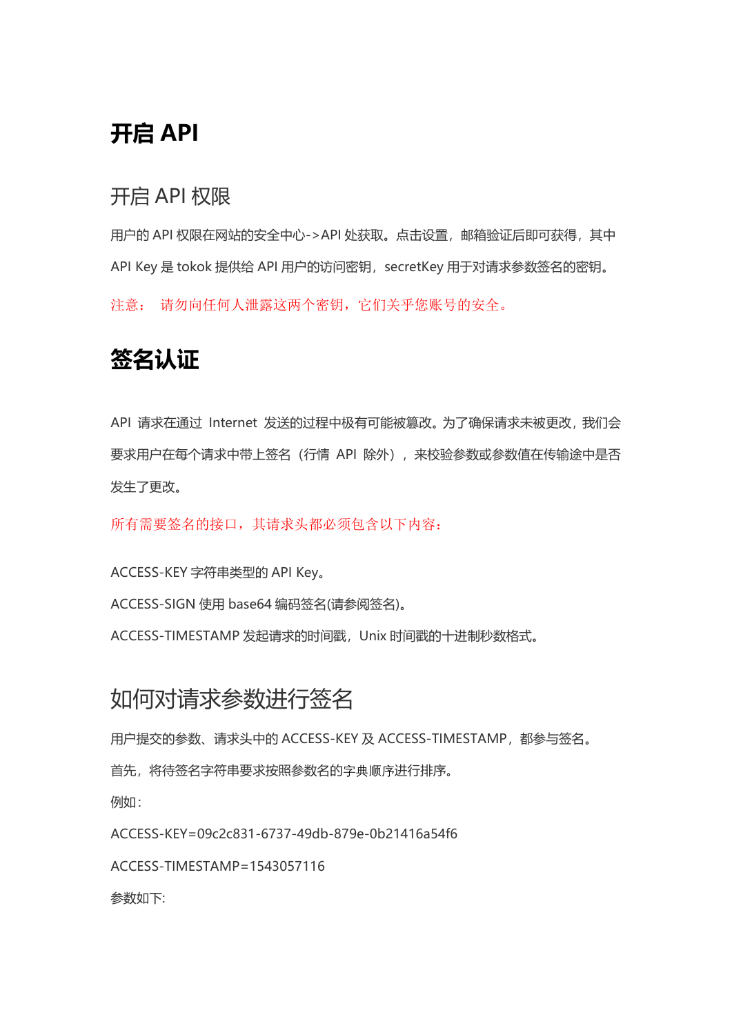# 开启 API

## 开启 API 权限

用户的 API 权限在网站的安全中心->API 处获取。点击设置，邮箱验证后即可获得，其中 API Key 是 tokok 提供给 API 用户的访问密钥，secretKey 用于对请求参数签名的密钥。

注意： 请勿向任何人泄露这两个密钥，它们关乎您账号的安全。

# 签名认证

API 请求在通过 Internet 发送的过程中极有可能被篡改。为了确保请求未被更改，我们会要求用户在每个请求中带上签名（行情 API 除外），来校验参数或参数值在传输途中是否发生了更改。

所有需要签名的接口，其请求头都必须包含以下内容：

ACCESS-KEY 字符串类型的 API Key。

ACCESS-SIGN 使用 base64 编码签名(请参阅签名)。

ACCESS-TIMESTAMP 发起请求的时间戳，Unix 时间戳的十进制秒数格式。

## 如何对请求参数进行签名

用户提交的参数、请求头中的 ACCESS-KEY 及 ACCESS-TIMESTAMP，都参与签名。

首先，将待签名字符串要求按照参数名的字典顺序进行排序。

例如：

ACCESS-KEY=09c2c831-6737-49db-879e-0b21416a54f6

ACCESS-TIMESTAMP=1543057116

参数如下: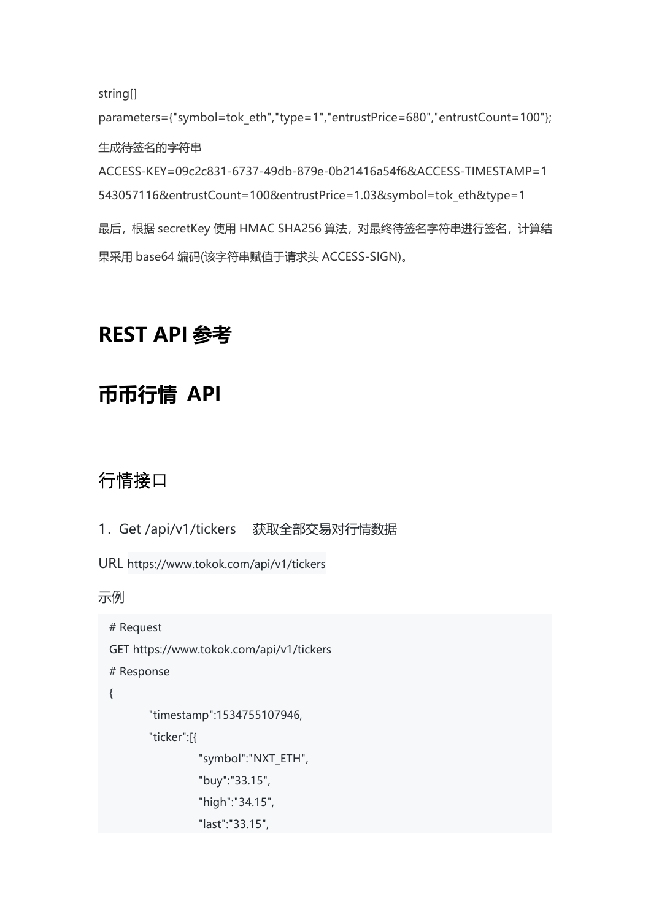string[]

parameters={"symbol=tok_eth","type=1","entrustPrice=680","entrustCount=100"};

生成待签名的字符串

ACCESS-KEY=09c2c831-6737-49db-879e-0b21416a54f6&ACCESS-TIMESTAMP=1543057116&entrustCount=100&entrustPrice=1.03&symbol=tok_eth&type=1

最后，根据 secretKey 使用 HMAC SHA256 算法，对最终待签名字符串进行签名，计算结果采用 base64 编码(该字符串赋值于请求头 ACCESS-SIGN)。

# REST API 参考

# 币币行情 API

## 行情接口

1．Get /api/v1/tickers　获取全部交易对行情数据

URL https://www.tokok.com/api/v1/tickers

示例

```
# Request
GET https://www.tokok.com/api/v1/tickers
# Response
{
        "timestamp":1534755107946,
        "ticker":[{
                "symbol":"NXT_ETH",
                "buy":"33.15",
                "high":"34.15",
                "last":"33.15",
```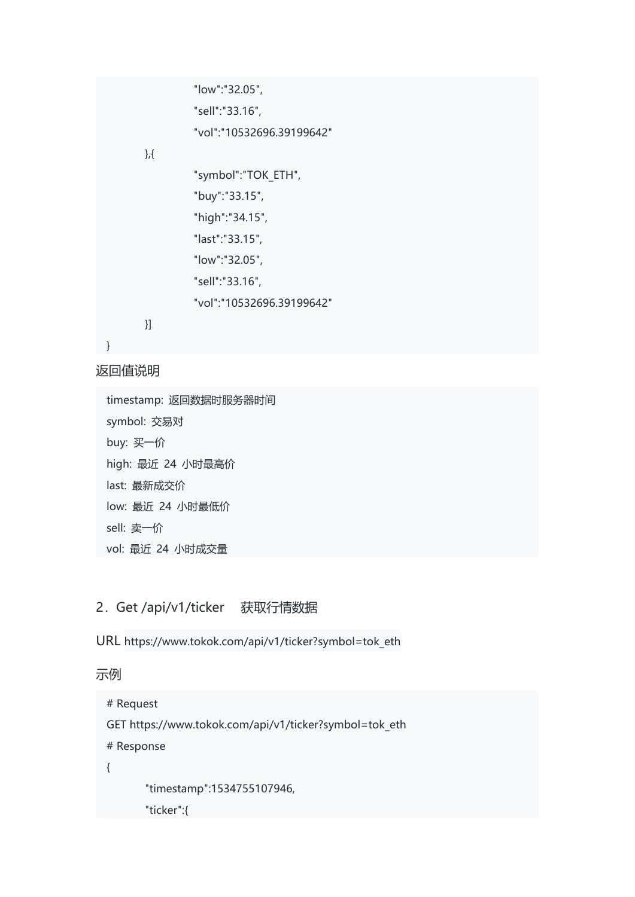```
                    "low":"32.05",
                    "sell":"33.16",
                    "vol":"10532696.39199642"
          },{
                    "symbol":"TOK_ETH",
                    "buy":"33.15",
                    "high":"34.15",
                    "last":"33.15",
                    "low":"32.05",
                    "sell":"33.16",
                    "vol":"10532696.39199642"
          }]
}
```

返回值说明

```
timestamp: 返回数据时服务器时间
symbol: 交易对
buy: 买一价
high: 最近 24 小时最高价
last: 最新成交价
low: 最近 24 小时最低价
sell: 卖一价
vol: 最近 24 小时成交量
```

## 2. Get /api/v1/ticker 获取行情数据

URL `https://www.tokok.com/api/v1/ticker?symbol=tok_eth`

示例

```
# Request
GET https://www.tokok.com/api/v1/ticker?symbol=tok_eth
# Response
{
          "timestamp":1534755107946,
          "ticker":{
```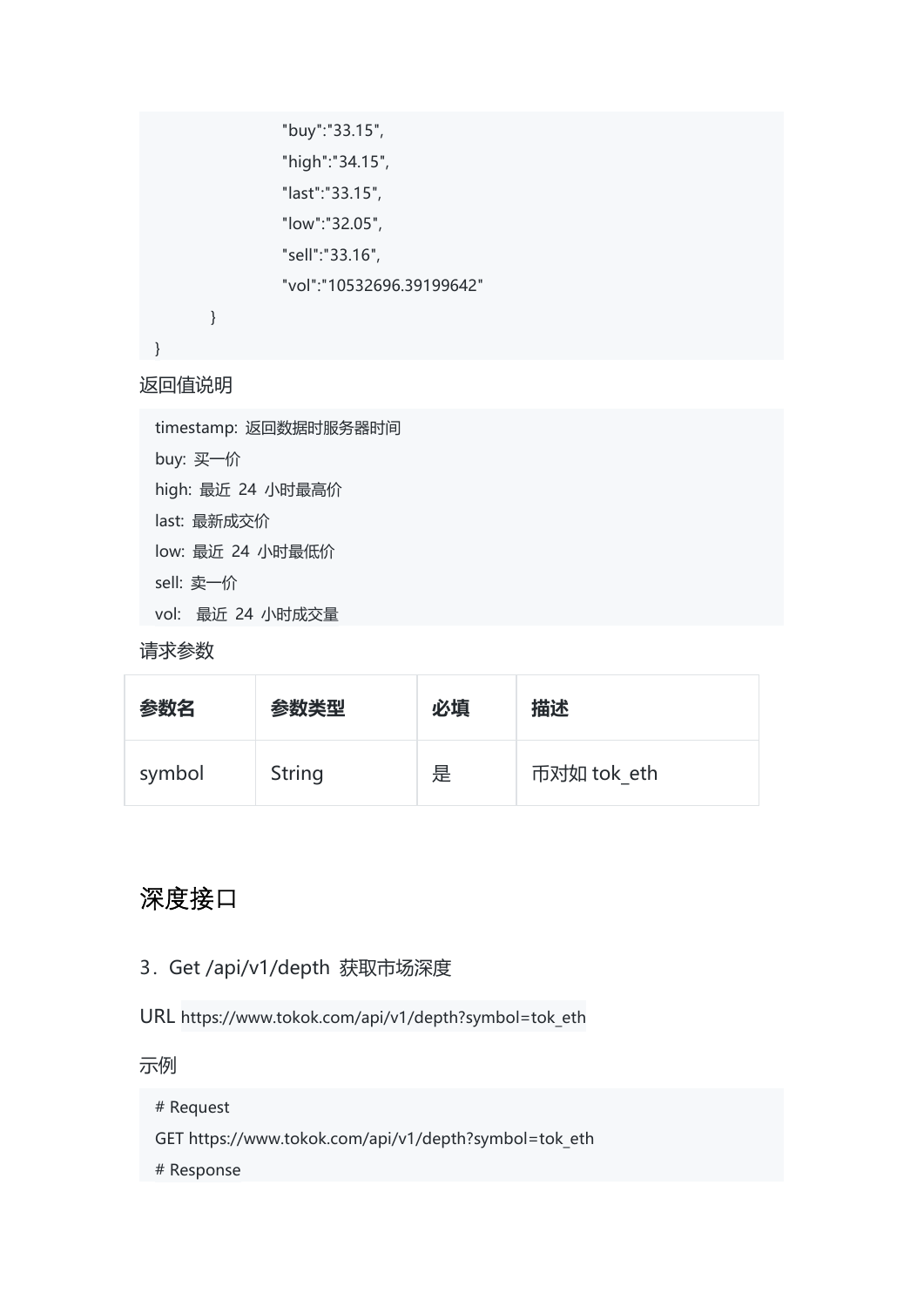```
                "buy":"33.15",
                "high":"34.15",
                "last":"33.15",
                "low":"32.05",
                "sell":"33.16",
                "vol":"10532696.39199642"
        }
}
```

返回值说明

```
timestamp: 返回数据时服务器时间
buy: 买一价
high: 最近 24 小时最高价
last: 最新成交价
low: 最近 24 小时最低价
sell: 卖一价
vol:  最近 24 小时成交量
```

请求参数

| 参数名 | 参数类型 | 必填 | 描述 |
| --- | --- | --- | --- |
| symbol | String | 是 | 币对如 tok_eth |

## 深度接口

### 3．Get /api/v1/depth 获取市场深度

URL `https://www.tokok.com/api/v1/depth?symbol=tok_eth`

示例

```
# Request
GET https://www.tokok.com/api/v1/depth?symbol=tok_eth
# Response
```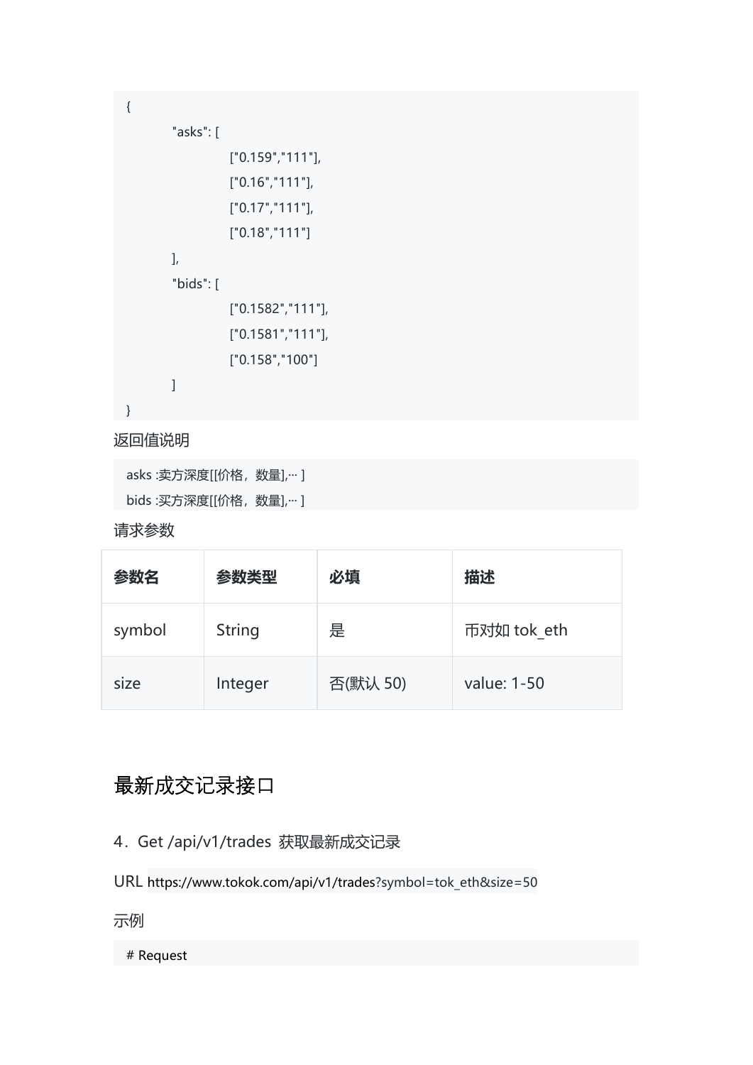```
{
    "asks": [
        ["0.159","111"],
        ["0.16","111"],
        ["0.17","111"],
        ["0.18","111"]
    ],
    "bids": [
        ["0.1582","111"],
        ["0.1581","111"],
        ["0.158","100"]
    ]
}
```

返回值说明

```
asks :卖方深度[[价格，数量],··· ]
bids :买方深度[[价格，数量],··· ]
```

请求参数

| **参数名** | **参数类型** | **必填** | **描述** |
| --- | --- | --- | --- |
| symbol | String | 是 | 币对如 tok_eth |
| size | Integer | 否(默认 50) | value: 1-50 |

## 最新成交记录接口

4. Get /api/v1/trades 获取最新成交记录

URL https://www.tokok.com/api/v1/trades?symbol=tok_eth&size=50

示例

```
# Request
```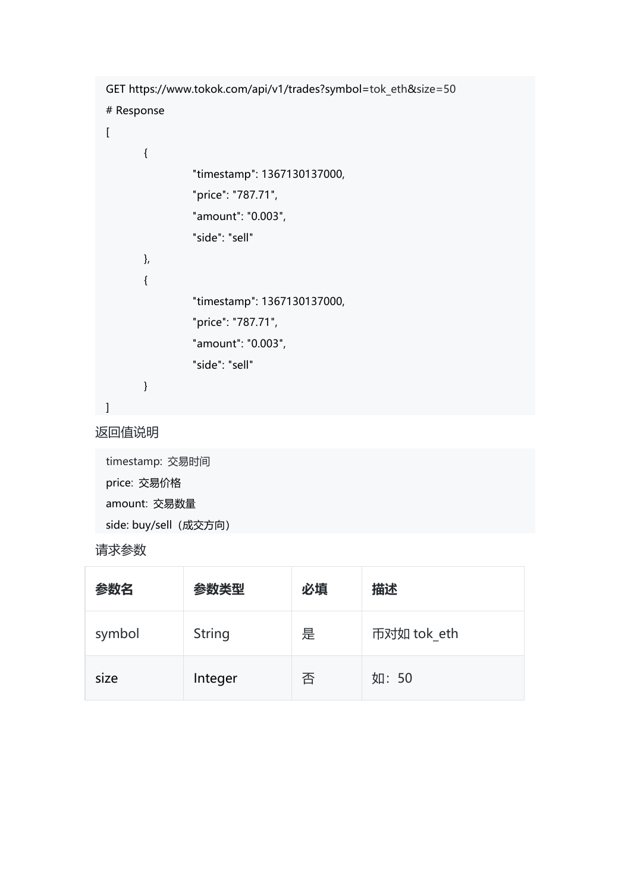```
GET https://www.tokok.com/api/v1/trades?symbol=tok_eth&size=50
# Response
[
	{
		"timestamp": 1367130137000,
		"price": "787.71",
		"amount": "0.003",
		"side": "sell"
	},
	{
		"timestamp": 1367130137000,
		"price": "787.71",
		"amount": "0.003",
		"side": "sell"
	}
]
```

返回值说明

```
timestamp: 交易时间
price: 交易价格
amount: 交易数量
side: buy/sell（成交方向）
```

请求参数

| 参数名 | 参数类型 | 必填 | 描述 |
| --- | --- | --- | --- |
| symbol | String | 是 | 币对如 tok_eth |
| size | Integer | 否 | 如：50 |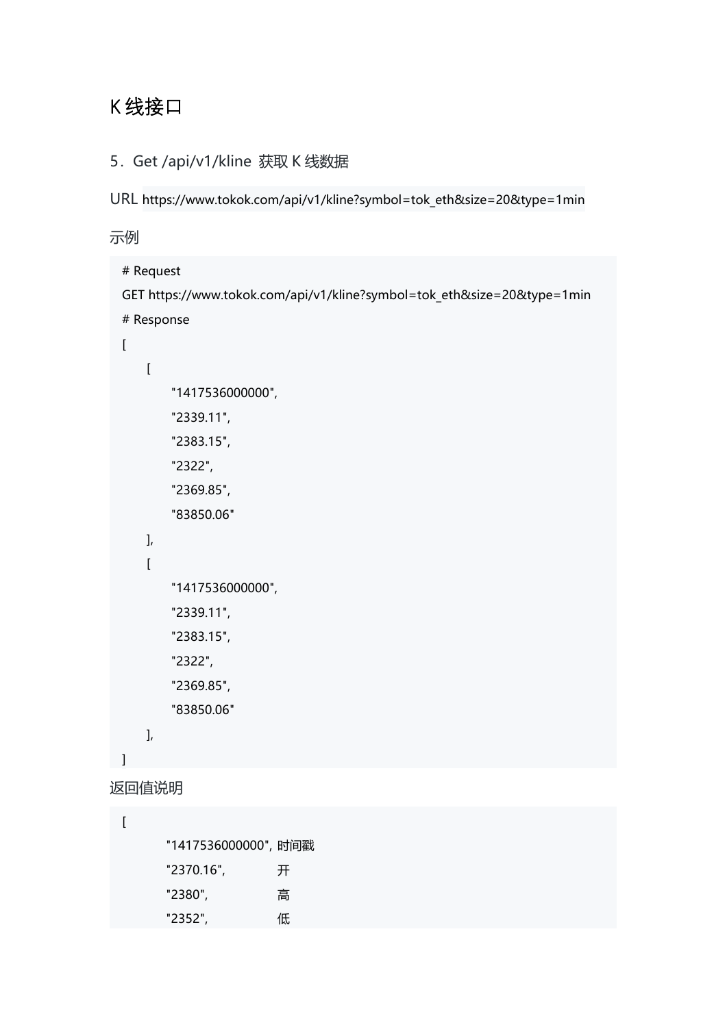# K 线接口

## 5．Get /api/v1/kline 获取 K 线数据

URL `https://www.tokok.com/api/v1/kline?symbol=tok_eth&size=20&type=1min`

示例

```
# Request
GET https://www.tokok.com/api/v1/kline?symbol=tok_eth&size=20&type=1min
# Response
[
    [
        "1417536000000",
        "2339.11",
        "2383.15",
        "2322",
        "2369.85",
        "83850.06"
    ],
    [
        "1417536000000",
        "2339.11",
        "2383.15",
        "2322",
        "2369.85",
        "83850.06"
    ],
]
```

返回值说明

```
[
        "1417536000000", 时间戳
        "2370.16",       开
        "2380",          高
        "2352",          低
```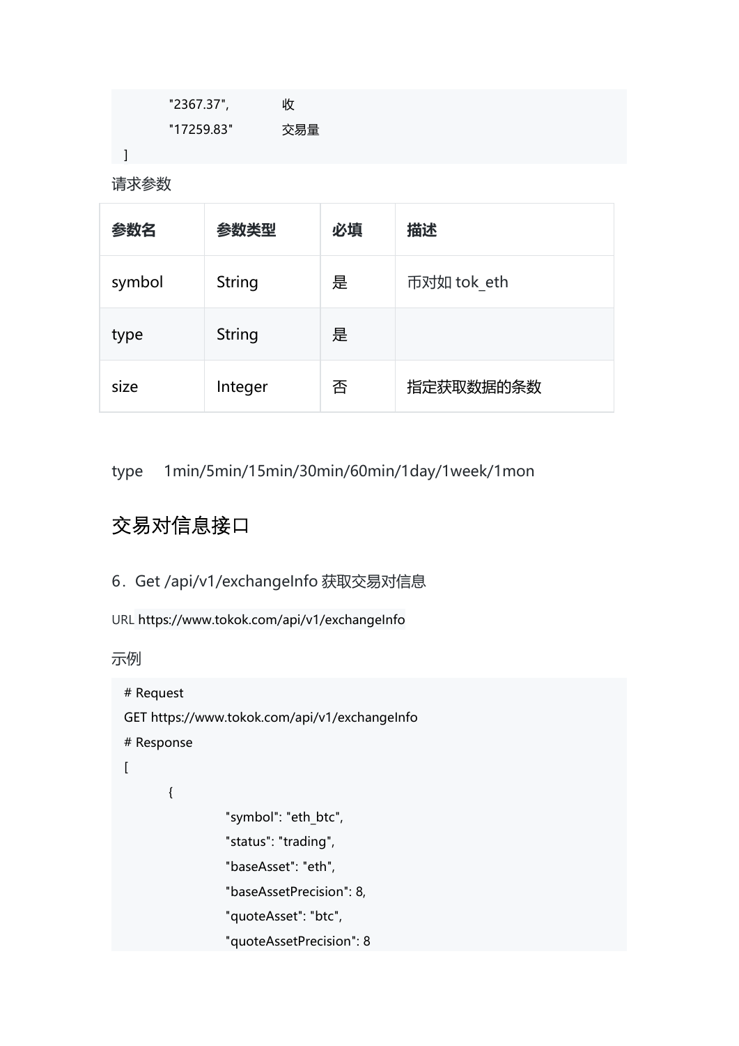```
        "2367.37",          收
        "17259.83"          交易量
]
```

请求参数

| 参数名 | 参数类型 | 必填 | 描述 |
| --- | --- | --- | --- |
| symbol | String | 是 | 币对如 tok_eth |
| type | String | 是 | |
| size | Integer | 否 | 指定获取数据的条数 |

type 1min/5min/15min/30min/60min/1day/1week/1mon

## 交易对信息接口

### 6. Get /api/v1/exchangeInfo 获取交易对信息

URL https://www.tokok.com/api/v1/exchangeInfo

示例

```
# Request
GET https://www.tokok.com/api/v1/exchangeInfo
# Response
[
        {
                "symbol": "eth_btc",
                "status": "trading",
                "baseAsset": "eth",
                "baseAssetPrecision": 8,
                "quoteAsset": "btc",
                "quoteAssetPrecision": 8
```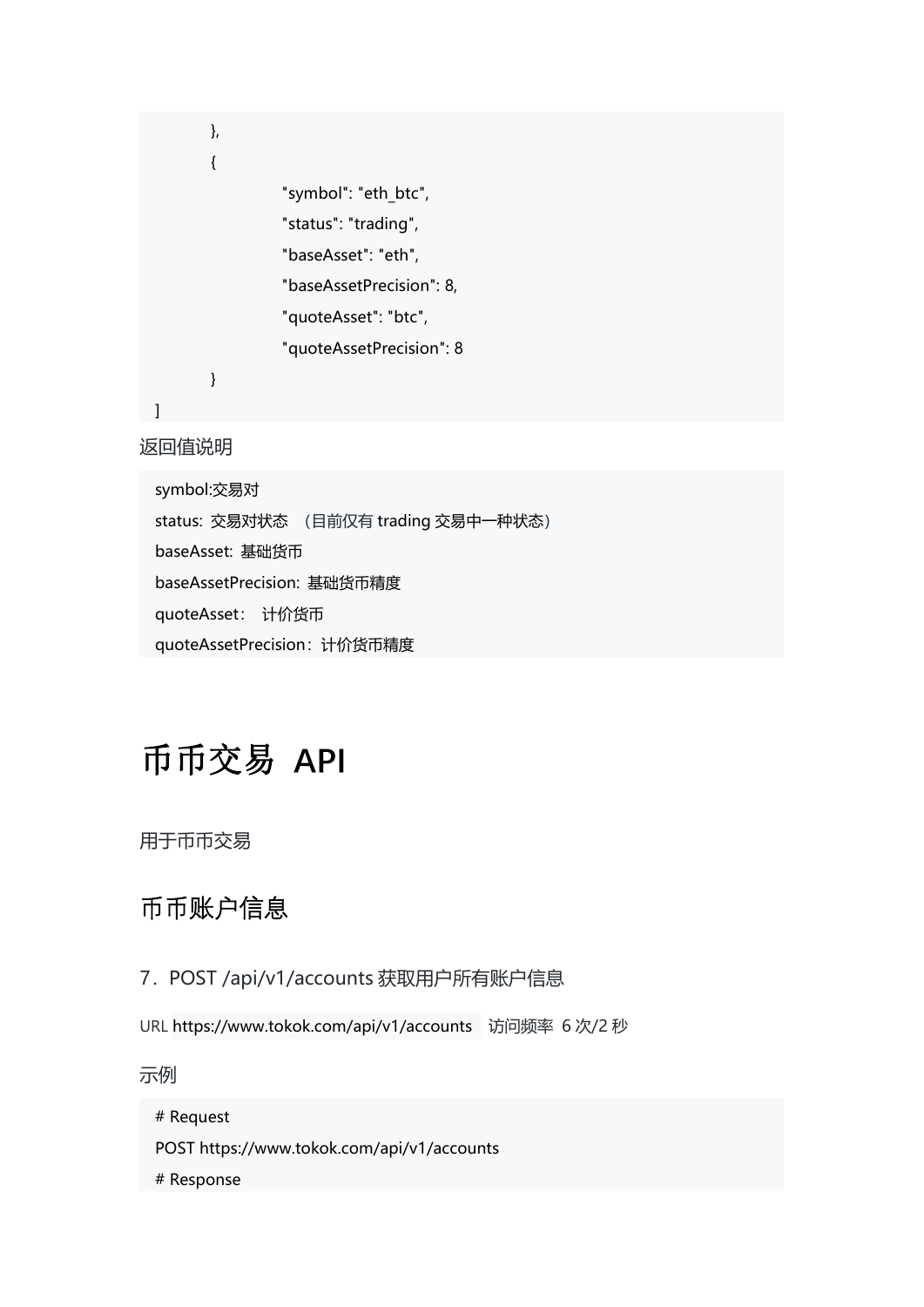```
	},
	{
		"symbol": "eth_btc",
		"status": "trading",
		"baseAsset": "eth",
		"baseAssetPrecision": 8,
		"quoteAsset": "btc",
		"quoteAssetPrecision": 8
	}
]
```

返回值说明

```
symbol:交易对
status: 交易对状态 （目前仅有 trading 交易中一种状态）
baseAsset: 基础货币
baseAssetPrecision: 基础货币精度
quoteAsset： 计价货币
quoteAssetPrecision：计价货币精度
```

# 币币交易 API

用于币币交易

## 币币账户信息

### 7．POST /api/v1/accounts 获取用户所有账户信息

URL `https://www.tokok.com/api/v1/accounts` 访问频率 6 次/2 秒

示例

```
# Request
POST https://www.tokok.com/api/v1/accounts
# Response
```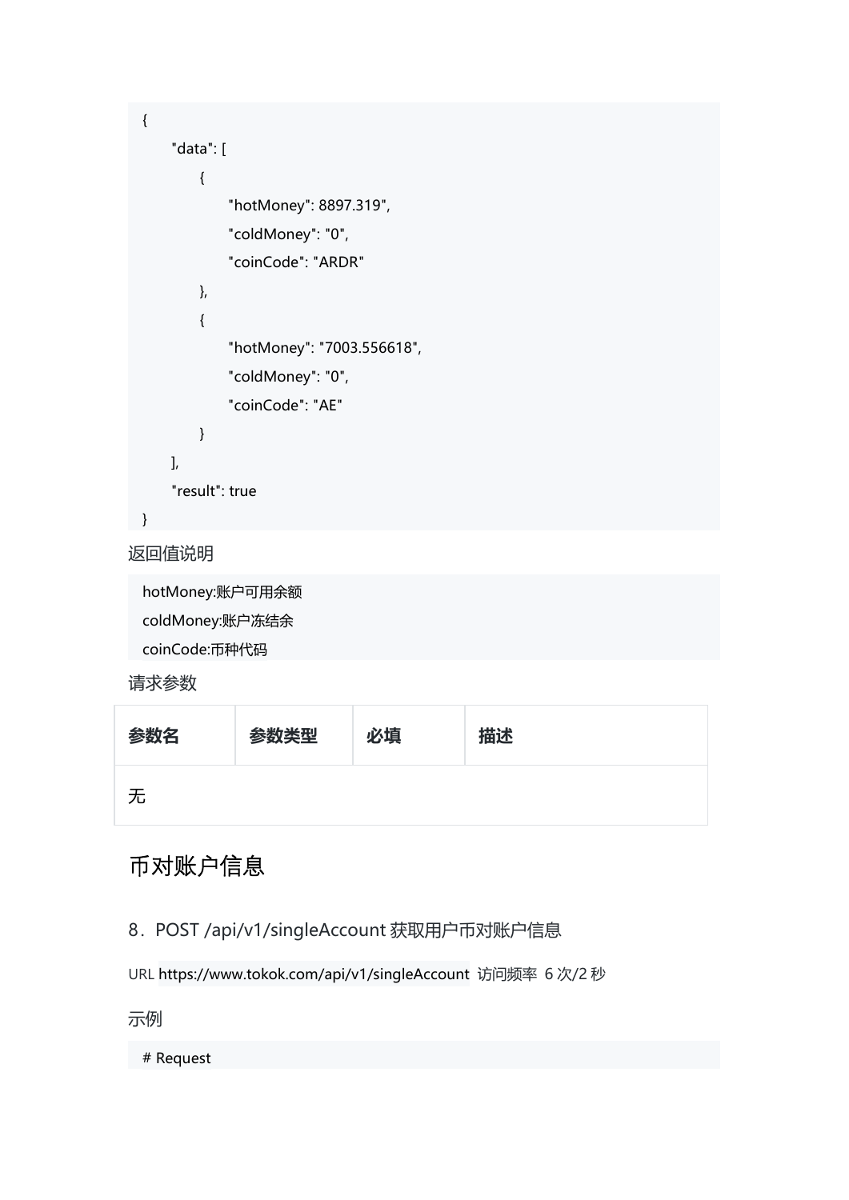```
{
    "data": [
        {
            "hotMoney": 8897.319",
            "coldMoney": "0",
            "coinCode": "ARDR"
        },
        {
            "hotMoney": "7003.556618",
            "coldMoney": "0",
            "coinCode": "AE"
        }
    ],
    "result": true
}
```

返回值说明

```
hotMoney:账户可用余额
coldMoney:账户冻结余
coinCode:币种代码
```

请求参数

| 参数名 | 参数类型 | 必填 | 描述 |
| --- | --- | --- | --- |
| 无 | | | |

## 币对账户信息

### 8．POST /api/v1/singleAccount 获取用户币对账户信息

URL https://www.tokok.com/api/v1/singleAccount 访问频率 6 次/2 秒

示例

```
# Request
```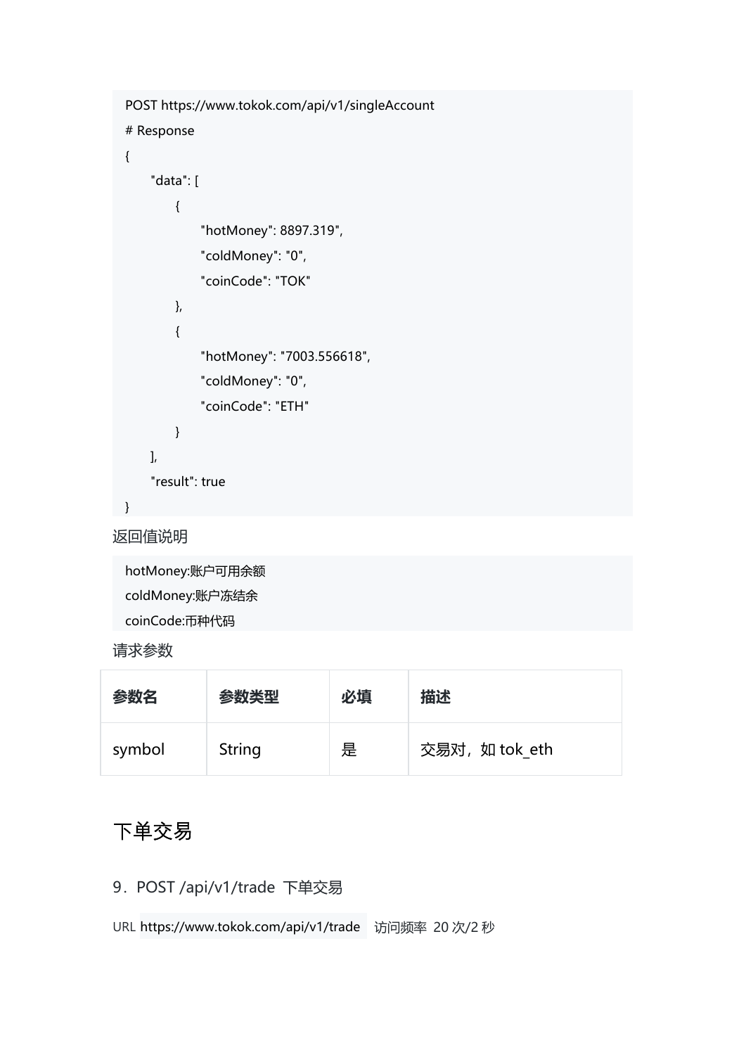```
POST https://www.tokok.com/api/v1/singleAccount
# Response
{
    "data": [
        {
            "hotMoney": 8897.319",
            "coldMoney": "0",
            "coinCode": "TOK"
        },
        {
            "hotMoney": "7003.556618",
            "coldMoney": "0",
            "coinCode": "ETH"
        }
    ],
    "result": true
}
```

返回值说明

```
hotMoney:账户可用余额
coldMoney:账户冻结余
coinCode:币种代码
```

请求参数

| 参数名 | 参数类型 | 必填 | 描述 |
| --- | --- | --- | --- |
| symbol | String | 是 | 交易对，如 tok_eth |

## 下单交易

### 9．POST /api/v1/trade 下单交易

URL `https://www.tokok.com/api/v1/trade` 访问频率 20 次/2 秒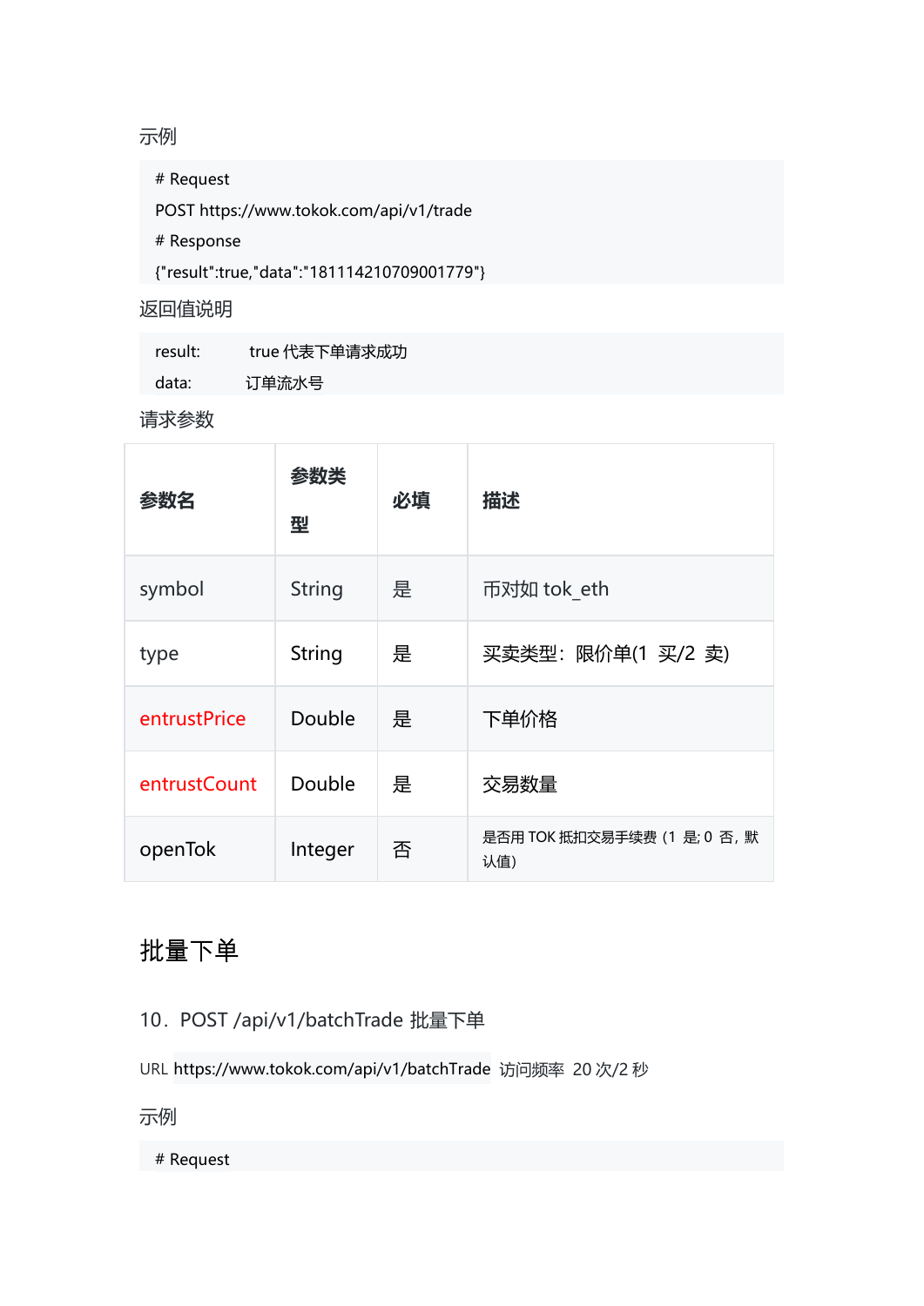示例

```
# Request
POST https://www.tokok.com/api/v1/trade
# Response
{"result":true,"data":"181114210709001779"}
```

返回值说明

```
result:     true 代表下单请求成功
data:       订单流水号
```

请求参数

| 参数名 | 参数类型 | 必填 | 描述 |
| --- | --- | --- | --- |
| symbol | String | 是 | 币对如 tok_eth |
| type | String | 是 | 买卖类型：限价单(1 买/2 卖) |
| entrustPrice | Double | 是 | 下单价格 |
| entrustCount | Double | 是 | 交易数量 |
| openTok | Integer | 否 | 是否用 TOK 抵扣交易手续费（1 是; 0 否，默认值） |

## 批量下单

10．POST /api/v1/batchTrade 批量下单

URL https://www.tokok.com/api/v1/batchTrade 访问频率 20 次/2 秒

示例

```
# Request
```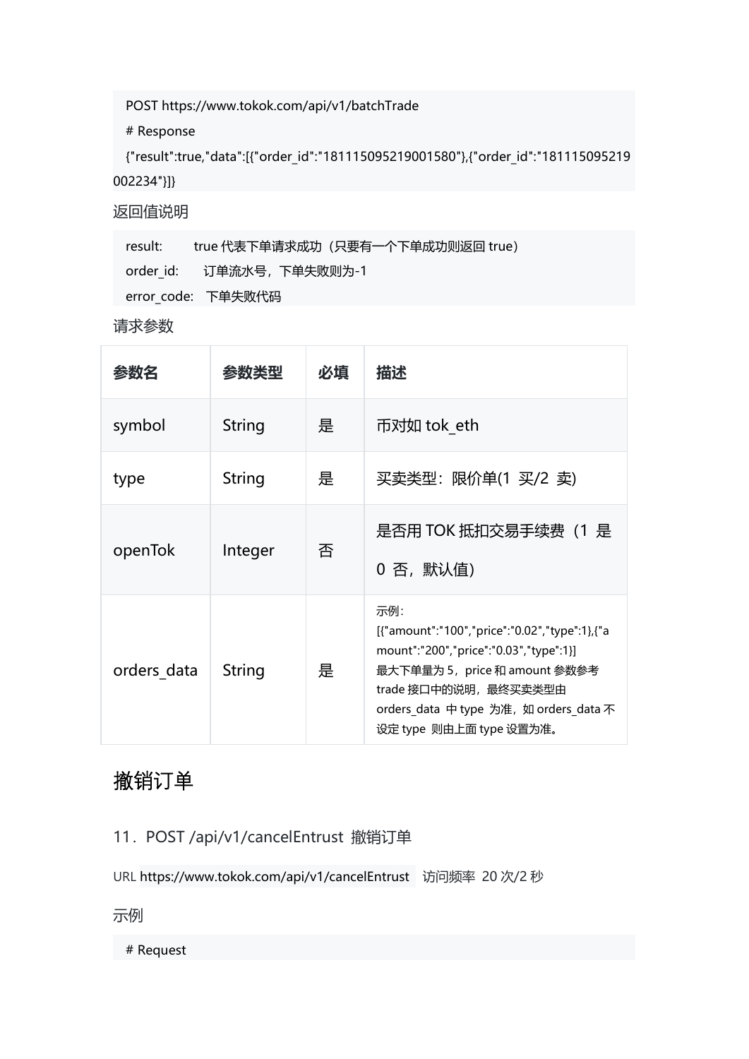```
POST https://www.tokok.com/api/v1/batchTrade
# Response
{"result":true,"data":[{"order_id":"181115095219001580"},{"order_id":"181115095219002234"}]}
```

返回值说明

```
result:      true 代表下单请求成功（只要有一个下单成功则返回 true）
order_id:    订单流水号，下单失败则为-1
error_code:  下单失败代码
```

请求参数

| 参数名 | 参数类型 | 必填 | 描述 |
| --- | --- | --- | --- |
| symbol | String | 是 | 币对如 tok_eth |
| type | String | 是 | 买卖类型：限价单(1 买/2 卖) |
| openTok | Integer | 否 | 是否用 TOK 抵扣交易手续费（1 是 0 否，默认值） |
| orders_data | String | 是 | 示例：[{"amount":"100","price":"0.02","type":1},{"amount":"200","price":"0.03","type":1}] 最大下单量为 5，price 和 amount 参数参考 trade 接口中的说明，最终买卖类型由 orders_data 中 type 为准，如 orders_data 不设定 type 则由上面 type 设置为准。 |

## 撤销订单

### 11．POST /api/v1/cancelEntrust 撤销订单

URL https://www.tokok.com/api/v1/cancelEntrust 访问频率 20 次/2 秒

示例

```
# Request
```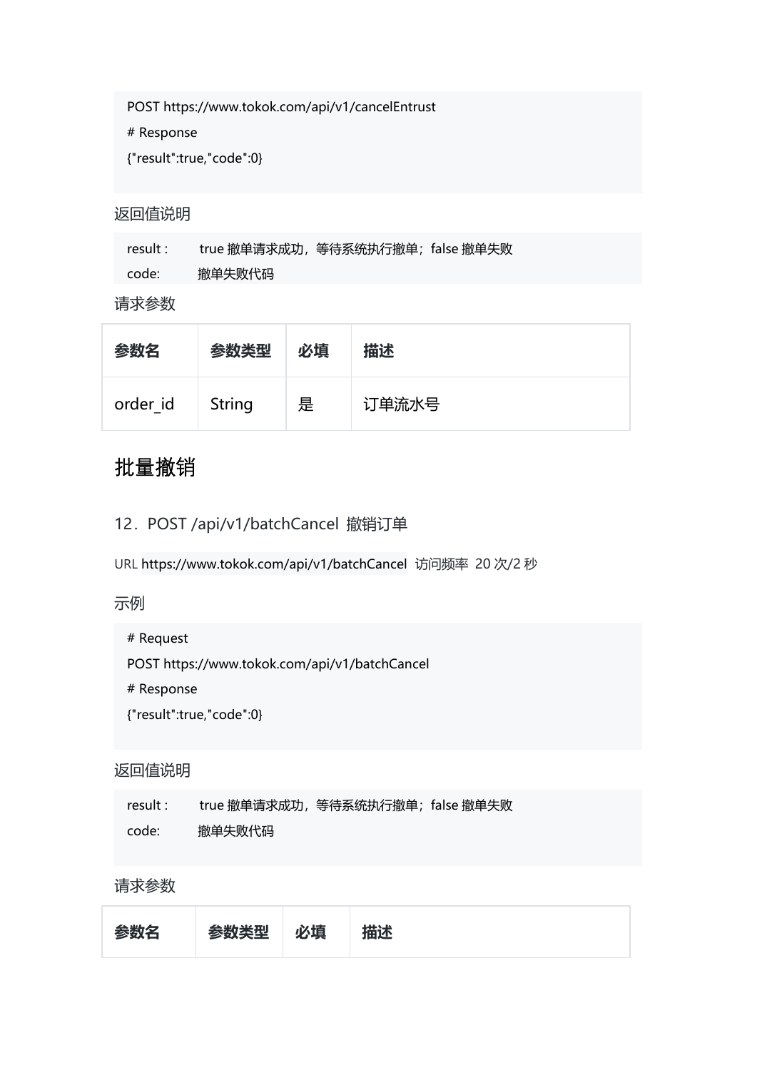```
POST https://www.tokok.com/api/v1/cancelEntrust
# Response
{"result":true,"code":0}
```

返回值说明

```
result :      true 撤单请求成功，等待系统执行撤单；false 撤单失败
code:         撤单失败代码
```

请求参数

| 参数名 | 参数类型 | 必填 | 描述 |
| --- | --- | --- | --- |
| order_id | String | 是 | 订单流水号 |

## 批量撤销

### 12．POST /api/v1/batchCancel 撤销订单

URL https://www.tokok.com/api/v1/batchCancel 访问频率 20 次/2 秒

示例

```
# Request
POST https://www.tokok.com/api/v1/batchCancel
# Response
{"result":true,"code":0}
```

返回值说明

```
result :      true 撤单请求成功，等待系统执行撤单；false 撤单失败
code:         撤单失败代码
```

请求参数

| 参数名 | 参数类型 | 必填 | 描述 |
| --- | --- | --- | --- |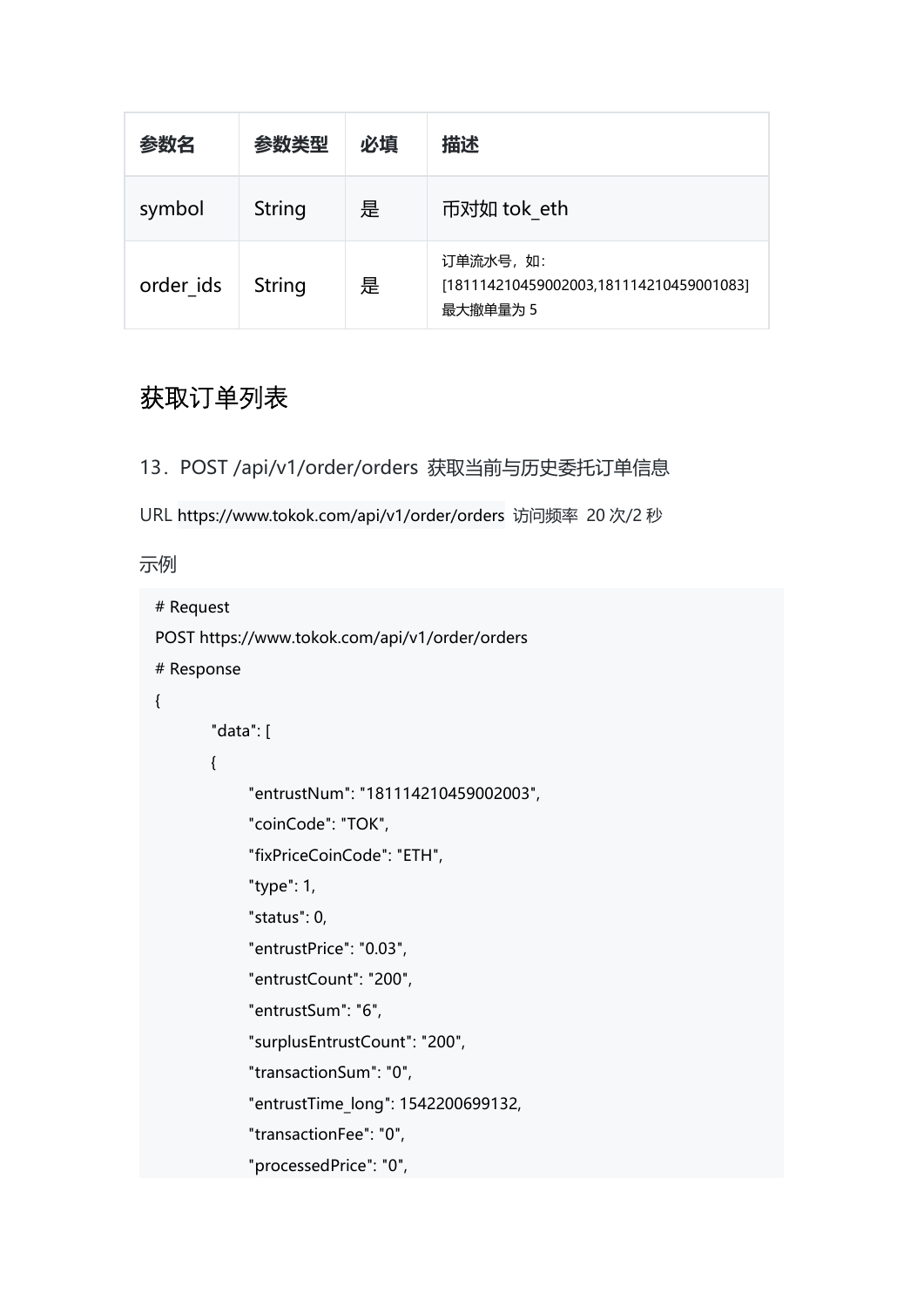| 参数名 | 参数类型 | 必填 | 描述 |
| --- | --- | --- | --- |
| symbol | String | 是 | 币对如 tok_eth |
| order_ids | String | 是 | 订单流水号，如：[181114210459002003,181114210459001083] 最大撤单量为 5 |

## 获取订单列表

### 13．POST /api/v1/order/orders 获取当前与历史委托订单信息

URL https://www.tokok.com/api/v1/order/orders 访问频率 20 次/2 秒

示例

```
# Request
POST https://www.tokok.com/api/v1/order/orders
# Response
{
        "data": [
        {
              "entrustNum": "181114210459002003",
              "coinCode": "TOK",
              "fixPriceCoinCode": "ETH",
              "type": 1,
              "status": 0,
              "entrustPrice": "0.03",
              "entrustCount": "200",
              "entrustSum": "6",
              "surplusEntrustCount": "200",
              "transactionSum": "0",
              "entrustTime_long": 1542200699132,
              "transactionFee": "0",
              "processedPrice": "0",
```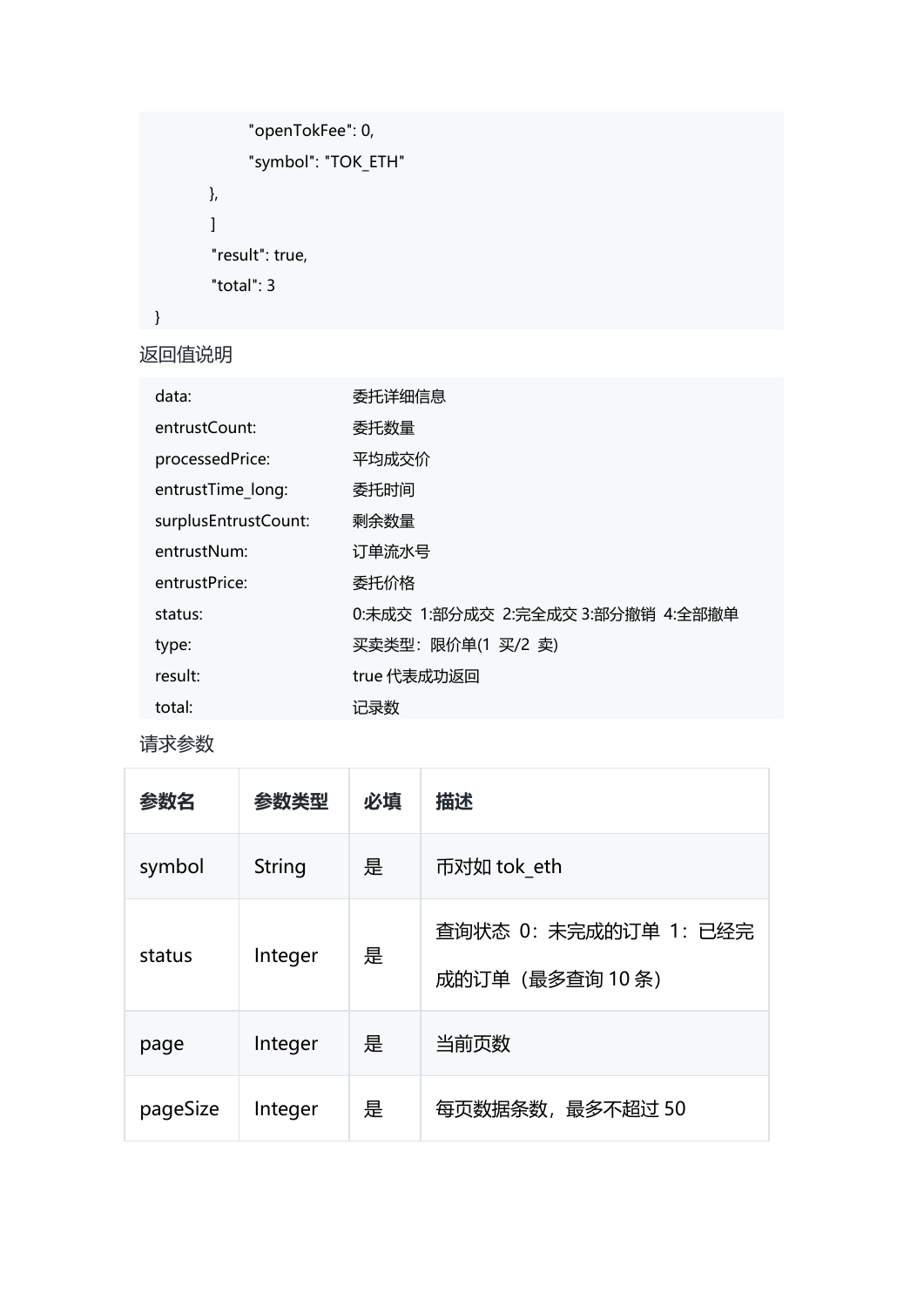```
                "openTokFee": 0,
                "symbol": "TOK_ETH"
        },
        ]
        "result": true,
        "total": 3
}
```

返回值说明

```
data:                   委托详细信息
entrustCount:           委托数量
processedPrice:         平均成交价
entrustTime_long:       委托时间
surplusEntrustCount:    剩余数量
entrustNum:             订单流水号
entrustPrice:           委托价格
status:                 0:未成交  1:部分成交  2:完全成交 3:部分撤销  4:全部撤单
type:                   买卖类型：限价单(1  买/2  卖)
result:                 true 代表成功返回
total:                  记录数
```

请求参数

| 参数名 | 参数类型 | 必填 | 描述 |
| --- | --- | --- | --- |
| symbol | String | 是 | 币对如 tok_eth |
| status | Integer | 是 | 查询状态  0：未完成的订单  1：已经完成的订单（最多查询 10 条） |
| page | Integer | 是 | 当前页数 |
| pageSize | Integer | 是 | 每页数据条数，最多不超过 50 |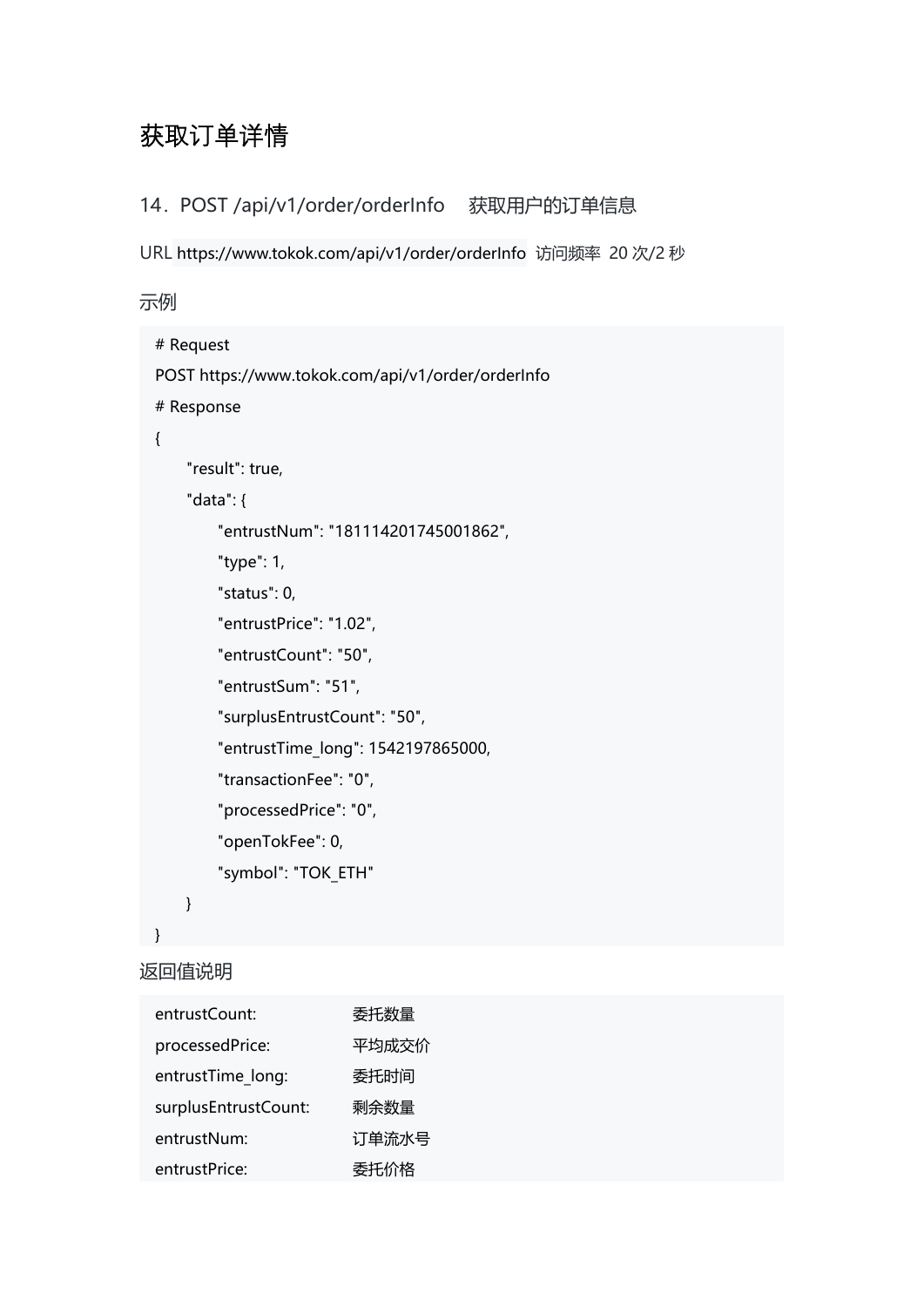# 获取订单详情

## 14．POST /api/v1/order/orderInfo　获取用户的订单信息

URL `https://www.tokok.com/api/v1/order/orderInfo` 访问频率 20 次/2 秒

示例

```
# Request
POST https://www.tokok.com/api/v1/order/orderInfo
# Response
{
    "result": true,
    "data": {
        "entrustNum": "181114201745001862",
        "type": 1,
        "status": 0,
        "entrustPrice": "1.02",
        "entrustCount": "50",
        "entrustSum": "51",
        "surplusEntrustCount": "50",
        "entrustTime_long": 1542197865000,
        "transactionFee": "0",
        "processedPrice": "0",
        "openTokFee": 0,
        "symbol": "TOK_ETH"
    }
}
```

返回值说明

```
entrustCount:            委托数量
processedPrice:          平均成交价
entrustTime_long:        委托时间
surplusEntrustCount:     剩余数量
entrustNum:              订单流水号
entrustPrice:            委托价格
```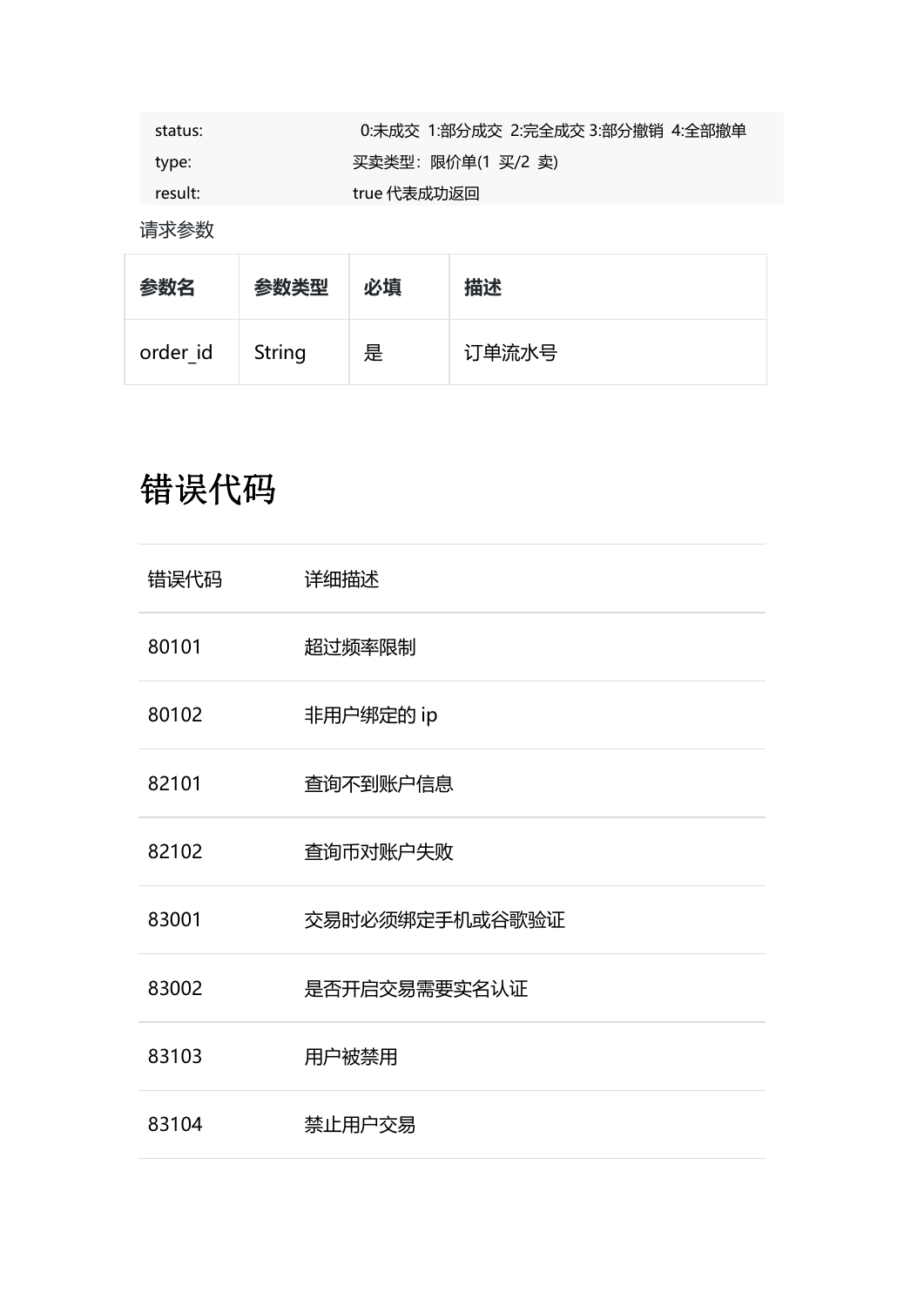```
status:                 0:未成交  1:部分成交  2:完全成交 3:部分撤销  4:全部撤单
type:                   买卖类型：限价单(1  买/2  卖)
result:                 true 代表成功返回
```

请求参数

| 参数名 | 参数类型 | 必填 | 描述 |
| --- | --- | --- | --- |
| order_id | String | 是 | 订单流水号 |

# 错误代码

| 错误代码 | 详细描述 |
| --- | --- |
| 80101 | 超过频率限制 |
| 80102 | 非用户绑定的 ip |
| 82101 | 查询不到账户信息 |
| 82102 | 查询币对账户失败 |
| 83001 | 交易时必须绑定手机或谷歌验证 |
| 83002 | 是否开启交易需要实名认证 |
| 83103 | 用户被禁用 |
| 83104 | 禁止用户交易 |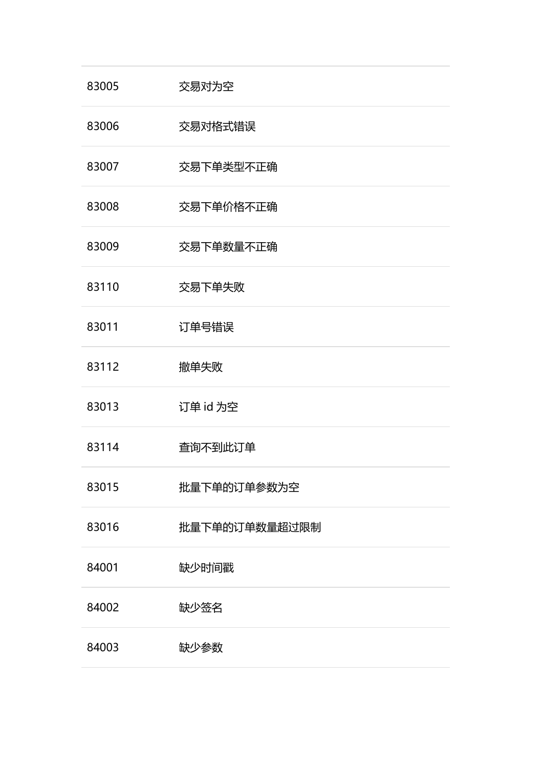| | |
|---|---|
| 83005 | 交易对为空 |
| 83006 | 交易对格式错误 |
| 83007 | 交易下单类型不正确 |
| 83008 | 交易下单价格不正确 |
| 83009 | 交易下单数量不正确 |
| 83110 | 交易下单失败 |
| 83011 | 订单号错误 |
| 83112 | 撤单失败 |
| 83013 | 订单 id 为空 |
| 83114 | 查询不到此订单 |
| 83015 | 批量下单的订单参数为空 |
| 83016 | 批量下单的订单数量超过限制 |
| 84001 | 缺少时间戳 |
| 84002 | 缺少签名 |
| 84003 | 缺少参数 |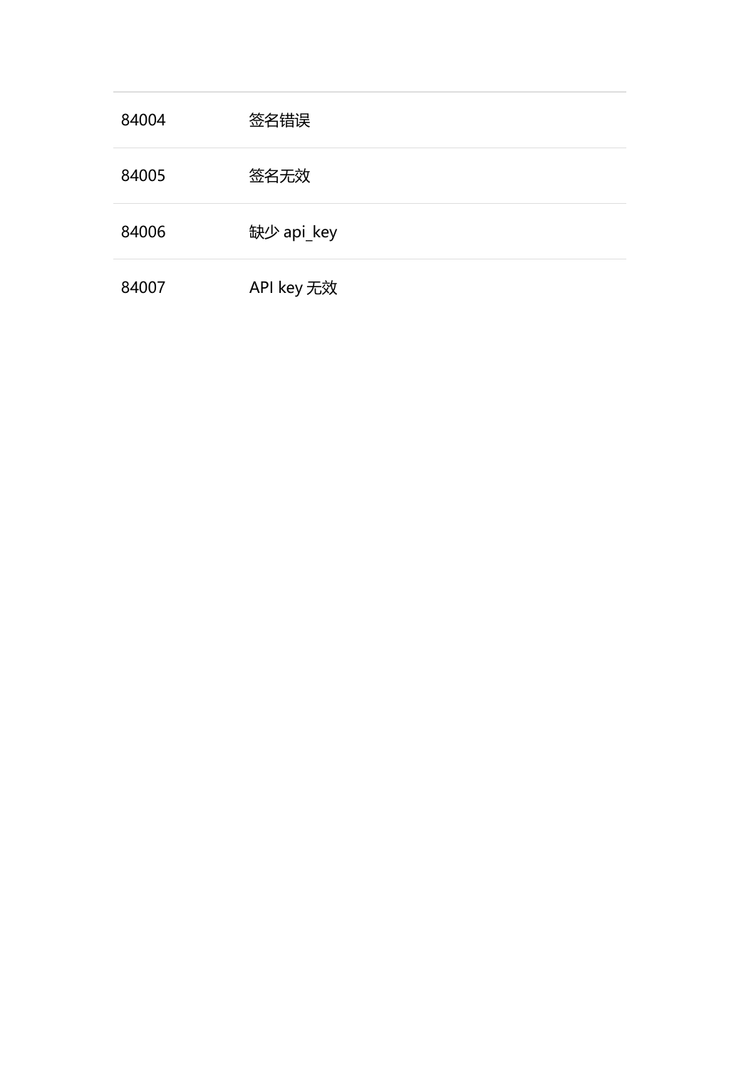| | |
|---|---|
| 84004 | 签名错误 |
| 84005 | 签名无效 |
| 84006 | 缺少 api_key |
| 84007 | API key 无效 |